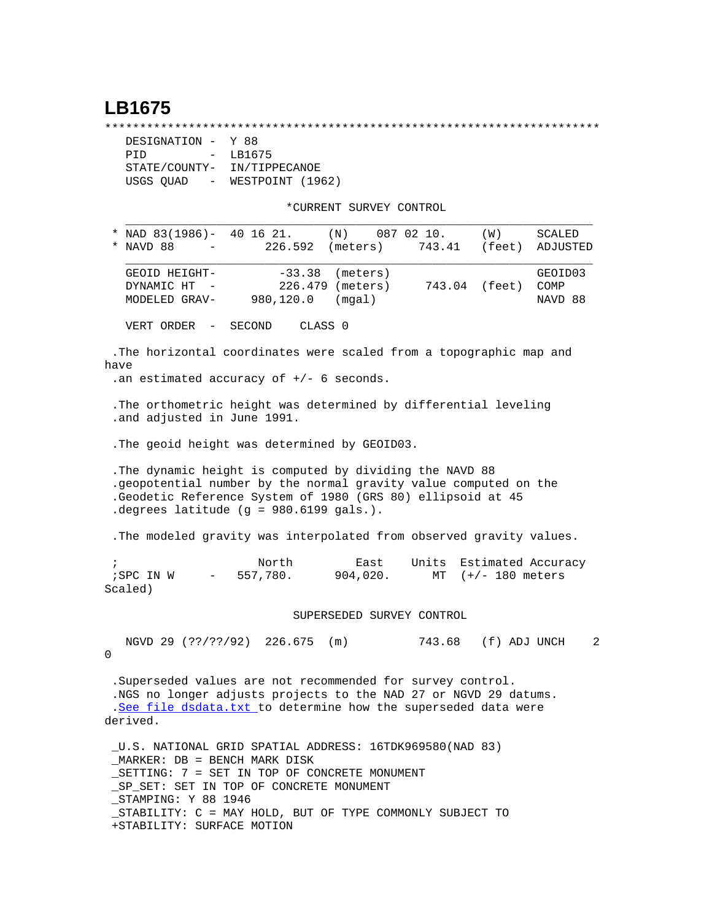# LB1675

```
***********************************************************************
  DESIGNATION -  Y 88
  PID         -  LB1675
  STATE/COUNTY-  IN/TIPPECANOE
  USGS QUAD   -  WESTPOINT (1962)

                        *CURRENT SURVEY CONTROL
  ___________________________________________________________________
* NAD 83(1986)-  40 16 21.     (N)    087 02 10.     (W)     SCALED
* NAVD 88     -       226.592  (meters)      743.41  (feet)  ADJUSTED
  ___________________________________________________________________
  GEOID HEIGHT-        -33.38  (meters)                      GEOID03
  DYNAMIC HT  -        226.479 (meters)       743.04  (feet) COMP
  MODELED GRAV-     980,120.0   (mgal)                       NAVD 88

  VERT ORDER  -  SECOND     CLASS 0

.The horizontal coordinates were scaled from a topographic map and have
.an estimated accuracy of +/- 6 seconds.

.The orthometric height was determined by differential leveling
.and adjusted in June 1991.

.The geoid height was determined by GEOID03.

.The dynamic height is computed by dividing the NAVD 88
.geopotential number by the normal gravity value computed on the
.Geodetic Reference System of 1980 (GRS 80) ellipsoid at 45
.degrees latitude (g = 980.6199 gals.).

.The modeled gravity was interpolated from observed gravity values.

;                   North         East     Units  Estimated Accuracy
;SPC IN W     -   557,780.      904,020.     MT  (+/- 180 meters Scaled)

                         SUPERSEDED SURVEY CONTROL

  NGVD 29 (??/??/92)  226.675  (m)          743.68   (f) ADJ UNCH    2 0

.Superseded values are not recommended for survey control.
.NGS no longer adjusts projects to the NAD 27 or NGVD 29 datums.
.See file dsdata.txt to determine how the superseded data were derived.

_U.S. NATIONAL GRID SPATIAL ADDRESS: 16TDK969580(NAD 83)
_MARKER: DB = BENCH MARK DISK
_SETTING: 7 = SET IN TOP OF CONCRETE MONUMENT
_SP_SET: SET IN TOP OF CONCRETE MONUMENT
_STAMPING: Y 88 1946
_STABILITY: C = MAY HOLD, BUT OF TYPE COMMONLY SUBJECT TO
+STABILITY: SURFACE MOTION
```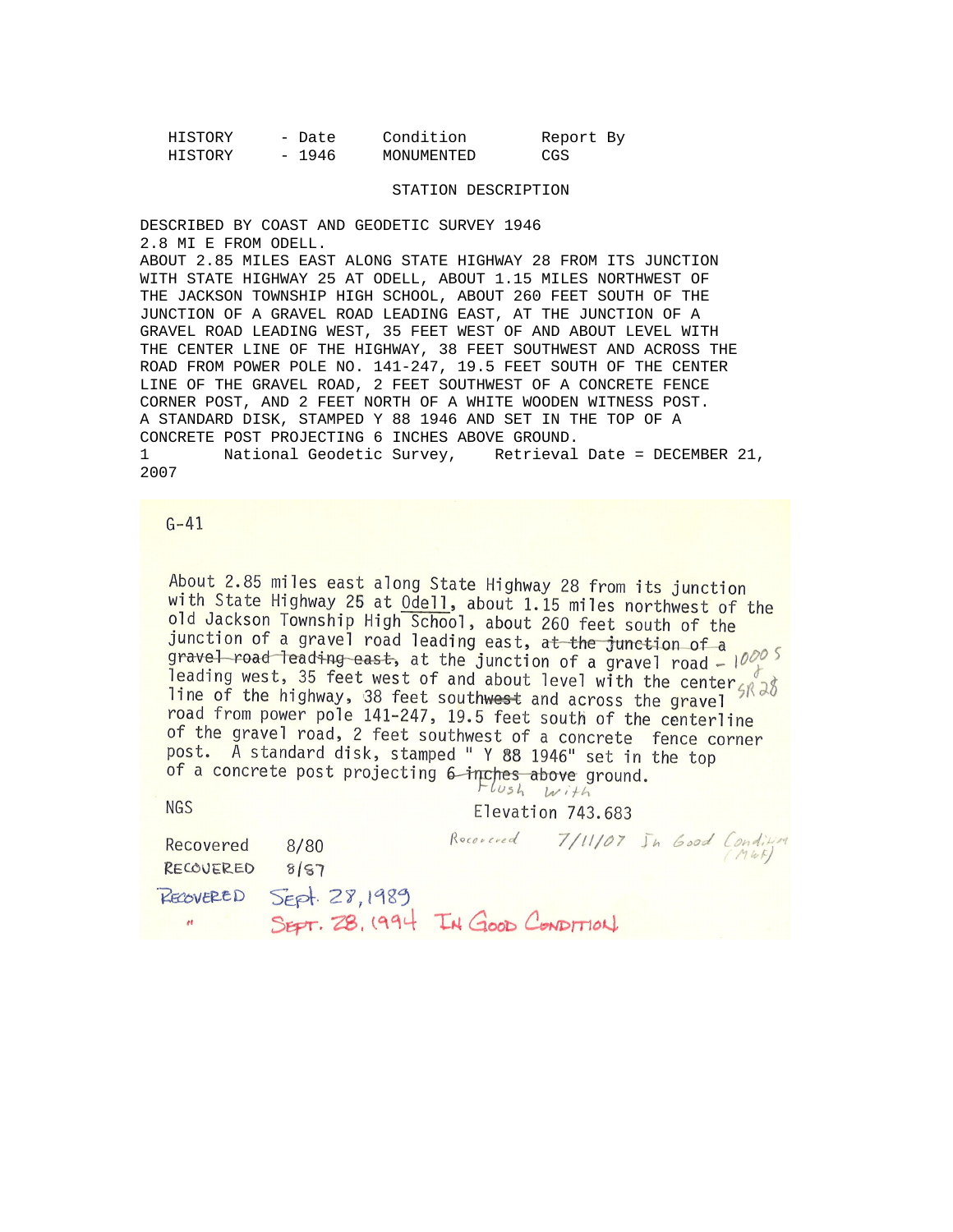| HISTORY | - Date | Condition | Report By |
|---|---|---|---|
| HISTORY | - 1946 | MONUMENTED | CGS |

STATION DESCRIPTION

DESCRIBED BY COAST AND GEODETIC SURVEY 1946
2.8 MI E FROM ODELL.
ABOUT 2.85 MILES EAST ALONG STATE HIGHWAY 28 FROM ITS JUNCTION WITH STATE HIGHWAY 25 AT ODELL, ABOUT 1.15 MILES NORTHWEST OF THE JACKSON TOWNSHIP HIGH SCHOOL, ABOUT 260 FEET SOUTH OF THE JUNCTION OF A GRAVEL ROAD LEADING EAST, AT THE JUNCTION OF A GRAVEL ROAD LEADING WEST, 35 FEET WEST OF AND ABOUT LEVEL WITH THE CENTER LINE OF THE HIGHWAY, 38 FEET SOUTHWEST AND ACROSS THE ROAD FROM POWER POLE NO. 141-247, 19.5 FEET SOUTH OF THE CENTER LINE OF THE GRAVEL ROAD, 2 FEET SOUTHWEST OF A CONCRETE FENCE CORNER POST, AND 2 FEET NORTH OF A WHITE WOODEN WITNESS POST. A STANDARD DISK, STAMPED Y 88 1946 AND SET IN THE TOP OF A CONCRETE POST PROJECTING 6 INCHES ABOVE GROUND.
1 National Geodetic Survey, Retrieval Date = DECEMBER 21, 2007

G-41

About 2.85 miles east along State Highway 28 from its junction with State Highway 25 at Odell, about 1.15 miles northwest of the old Jackson Township High School, about 260 feet south of the junction of a gravel road leading east, ~~at the junction of a gravel road leading east,~~ at the junction of a gravel road – 1000 S of SR 28 leading west, 35 feet west of and about level with the center line of the highway, 38 feet south~~west~~ and across the gravel road from power pole 141-247, 19.5 feet south of the centerline of the gravel road, 2 feet southwest of a concrete fence corner post. A standard disk, stamped " Y 88 1946" set in the top of a concrete post projecting ~~6 inches above~~ Flush with ground.

NGS

Elevation 743.683

Recovered 8/80
RECOVERED 8/87
RECOVERED Sept. 28, 1989
" SEPT. 28, 1994 IN GOOD CONDITION

Recovered 7/11/07 In Good Condition (MWF)